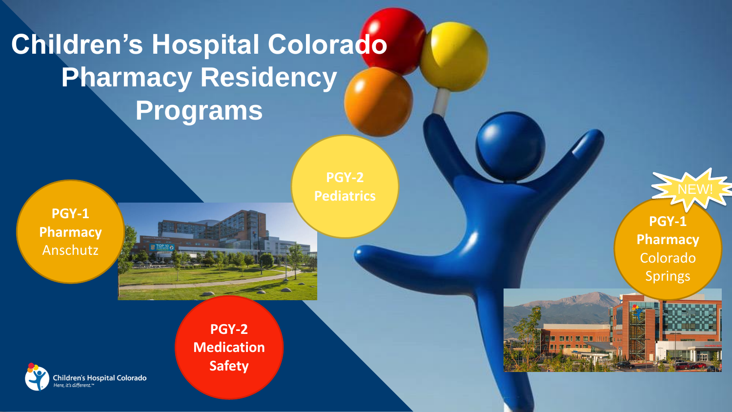# Children's Hospital Colorado Pharmacy Residency Programs

**PGY-1 Pharmacy**
Anschutz

**PGY-2 Pediatrics**

**PGY-2 Medication Safety**

NEW!

**PGY-1 Pharmacy**
Colorado Springs

Children's Hospital Colorado
*Here, it's different.™*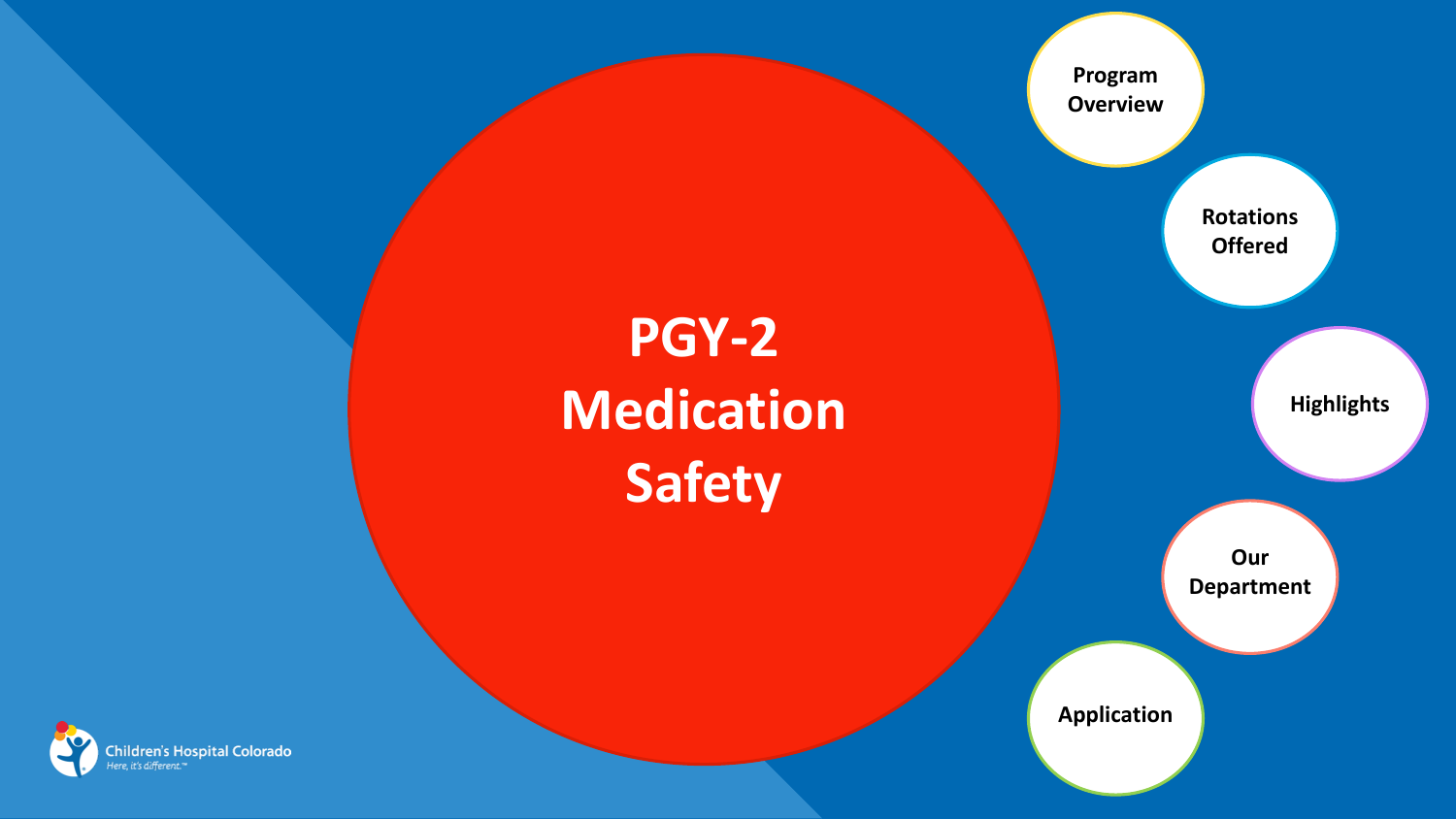# PGY-2 Medication Safety

- Program Overview
- Rotations Offered
- Highlights
- Our Department
- Application

Children's Hospital Colorado
*Here, it's different.™*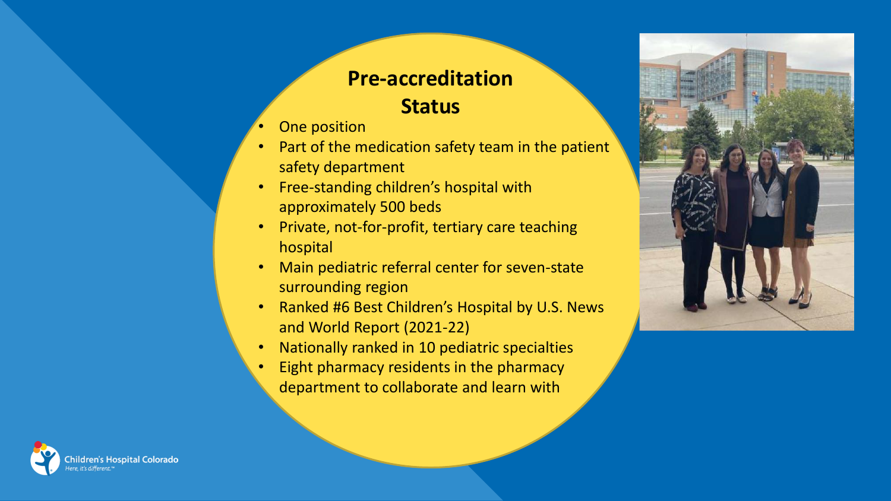## Pre-accreditation Status

- One position
- Part of the medication safety team in the patient safety department
- Free-standing children's hospital with approximately 500 beds
- Private, not-for-profit, tertiary care teaching hospital
- Main pediatric referral center for seven-state surrounding region
- Ranked #6 Best Children's Hospital by U.S. News and World Report (2021-22)
- Nationally ranked in 10 pediatric specialties
- Eight pharmacy residents in the pharmacy department to collaborate and learn with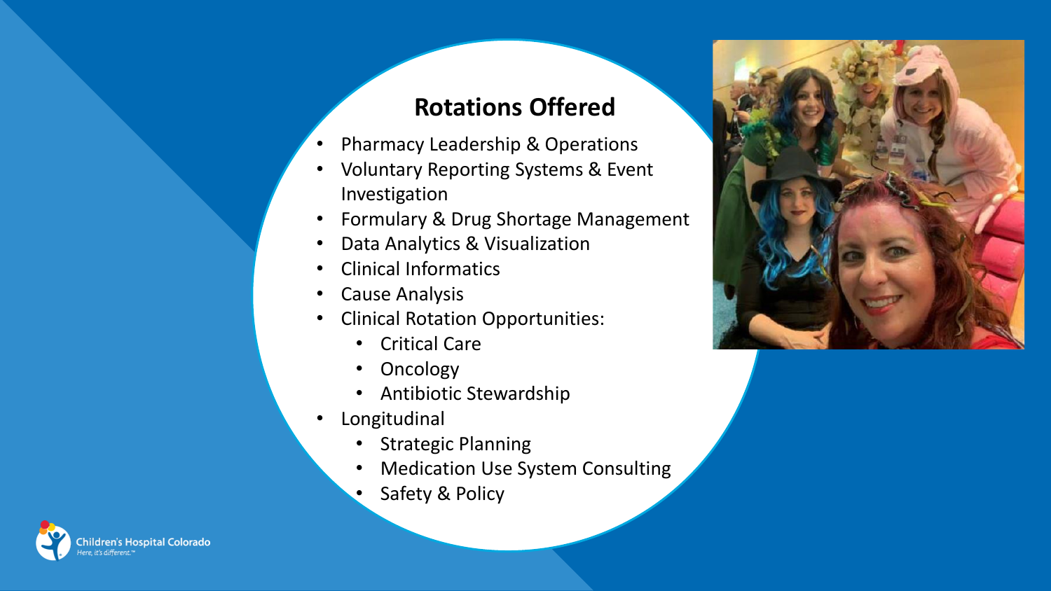## Rotations Offered

- Pharmacy Leadership & Operations
- Voluntary Reporting Systems & Event Investigation
- Formulary & Drug Shortage Management
- Data Analytics & Visualization
- Clinical Informatics
- Cause Analysis
- Clinical Rotation Opportunities:
  - Critical Care
  - Oncology
  - Antibiotic Stewardship
- Longitudinal
  - Strategic Planning
  - Medication Use System Consulting
  - Safety & Policy

Children's Hospital Colorado
*Here, it's different.™*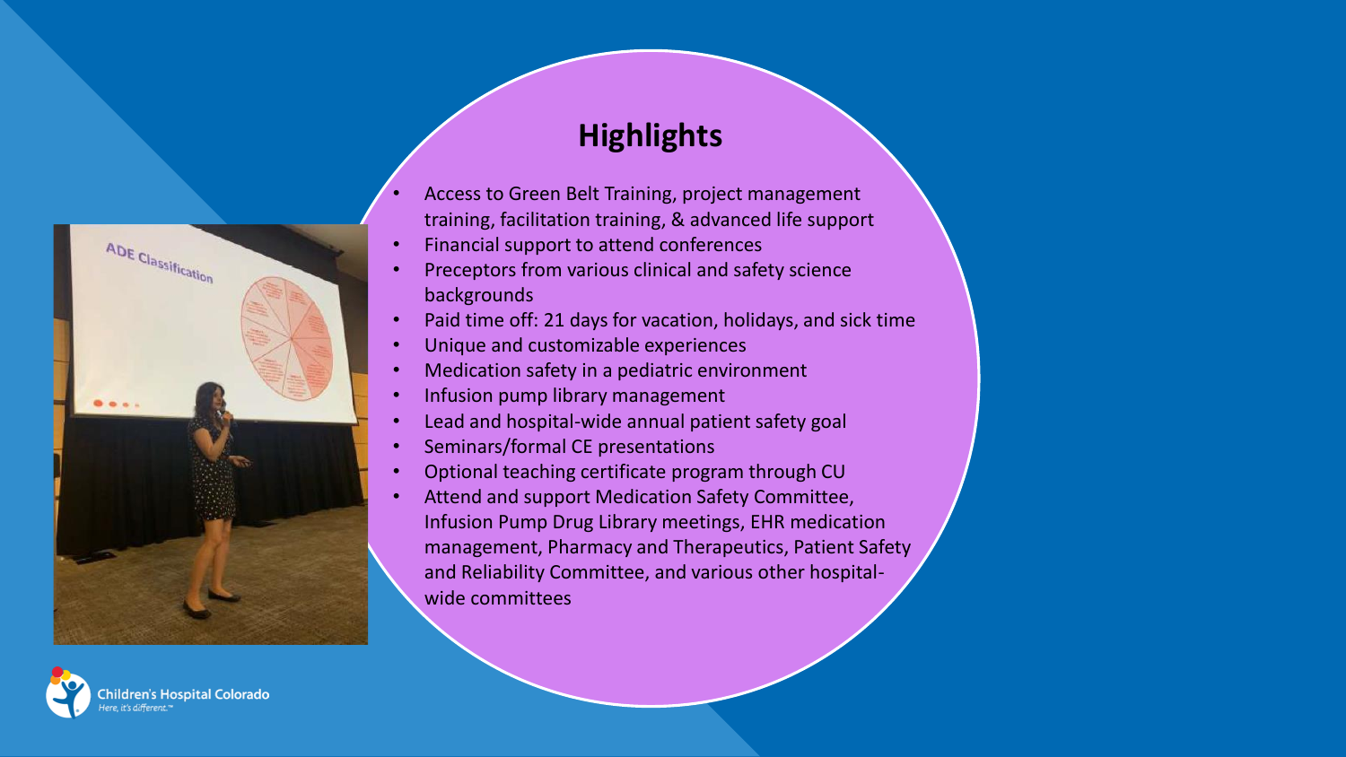## Highlights

- Access to Green Belt Training, project management training, facilitation training, & advanced life support
- Financial support to attend conferences
- Preceptors from various clinical and safety science backgrounds
- Paid time off: 21 days for vacation, holidays, and sick time
- Unique and customizable experiences
- Medication safety in a pediatric environment
- Infusion pump library management
- Lead and hospital-wide annual patient safety goal
- Seminars/formal CE presentations
- Optional teaching certificate program through CU
- Attend and support Medication Safety Committee, Infusion Pump Drug Library meetings, EHR medication management, Pharmacy and Therapeutics, Patient Safety and Reliability Committee, and various other hospital-wide committees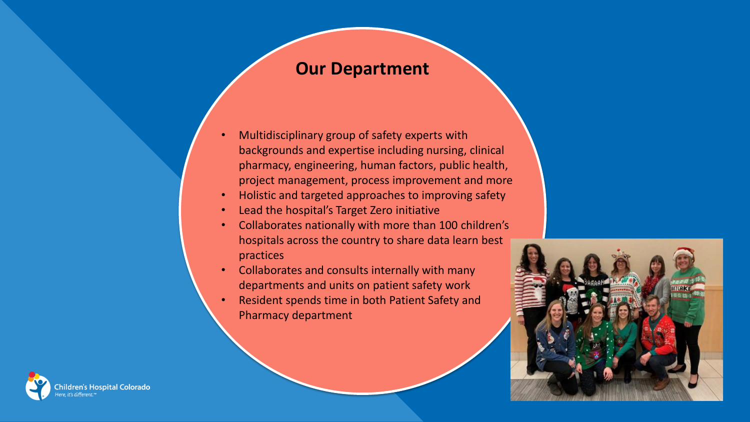## Our Department

- Multidisciplinary group of safety experts with backgrounds and expertise including nursing, clinical pharmacy, engineering, human factors, public health, project management, process improvement and more
- Holistic and targeted approaches to improving safety
- Lead the hospital's Target Zero initiative
- Collaborates nationally with more than 100 children's hospitals across the country to share data learn best practices
- Collaborates and consults internally with many departments and units on patient safety work
- Resident spends time in both Patient Safety and Pharmacy department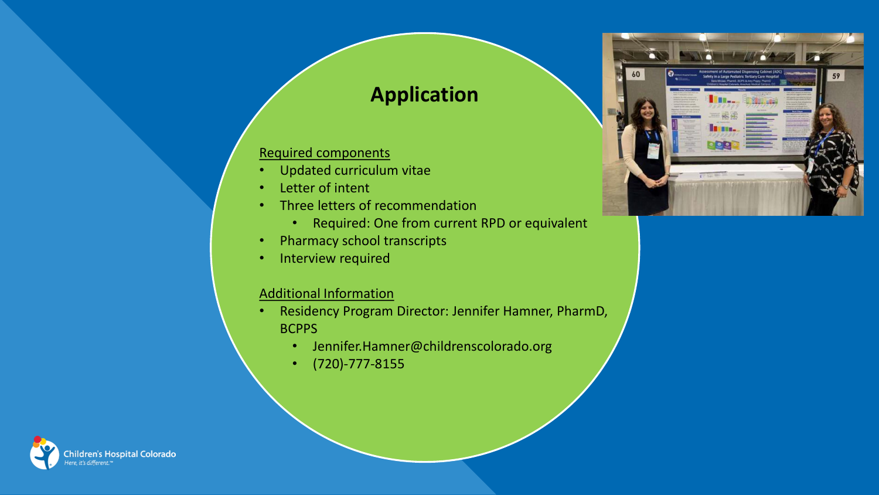# Application

Required components

- Updated curriculum vitae
- Letter of intent
- Three letters of recommendation
  - Required: One from current RPD or equivalent
- Pharmacy school transcripts
- Interview required

Additional Information

- Residency Program Director: Jennifer Hamner, PharmD, BCPPS
  - Jennifer.Hamner@childrenscolorado.org
  - (720)-777-8155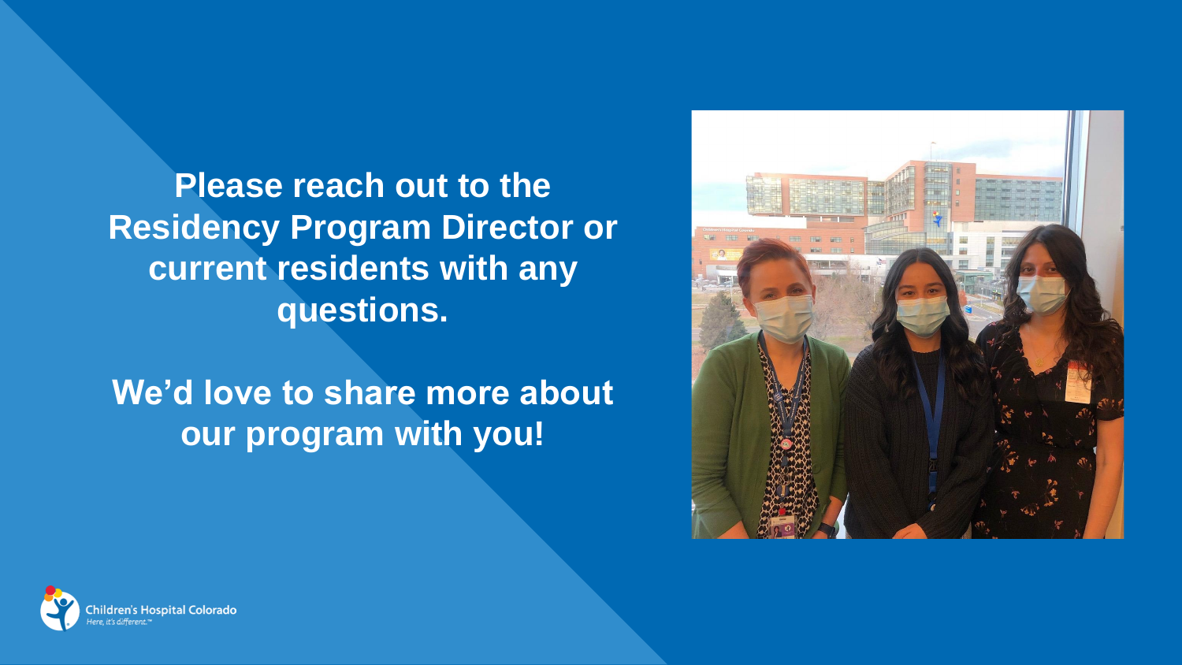**Please reach out to the Residency Program Director or current residents with any questions.**

**We'd love to share more about our program with you!**

Children's Hospital Colorado
*Here, it's different.*™